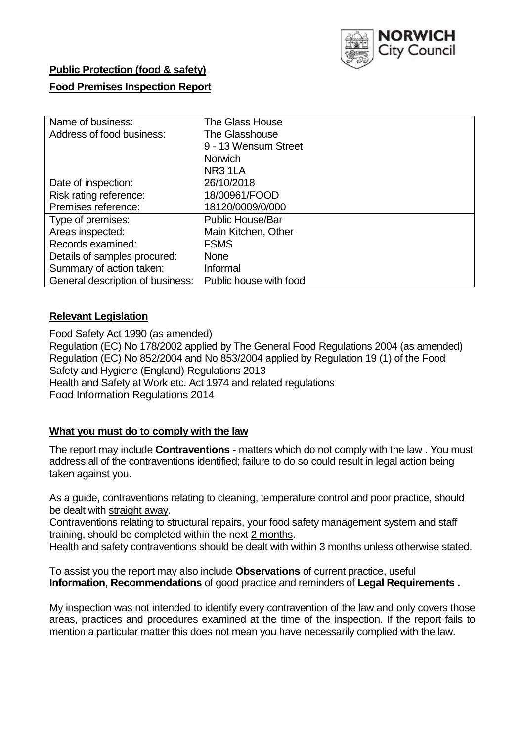**Public Protection (food & safety)**

**Food Premises Inspection Report**

| Name of business: | The Glass House |
|---|---|
| Address of food business: | The Glasshouse<br>9 - 13 Wensum Street<br>Norwich<br>NR3 1LA |
| Date of inspection: | 26/10/2018 |
| Risk rating reference: | 18/00961/FOOD |
| Premises reference: | 18120/0009/0/000 |
| Type of premises: | Public House/Bar |
| Areas inspected: | Main Kitchen, Other |
| Records examined: | FSMS |
| Details of samples procured: | None |
| Summary of action taken: | Informal |
| General description of business: | Public house with food |

## **Relevant Legislation**

Food Safety Act 1990 (as amended)
Regulation (EC) No 178/2002 applied by The General Food Regulations 2004 (as amended)
Regulation (EC) No 852/2004 and No 853/2004 applied by Regulation 19 (1) of the Food Safety and Hygiene (England) Regulations 2013
Health and Safety at Work etc. Act 1974 and related regulations
Food Information Regulations 2014

## **What you must do to comply with the law**

The report may include **Contraventions** - matters which do not comply with the law . You must address all of the contraventions identified; failure to do so could result in legal action being taken against you.

As a guide, contraventions relating to cleaning, temperature control and poor practice, should be dealt with straight away.
Contraventions relating to structural repairs, your food safety management system and staff training, should be completed within the next 2 months.
Health and safety contraventions should be dealt with within 3 months unless otherwise stated.

To assist you the report may also include **Observations** of current practice, useful **Information**, **Recommendations** of good practice and reminders of **Legal Requirements .**

My inspection was not intended to identify every contravention of the law and only covers those areas, practices and procedures examined at the time of the inspection. If the report fails to mention a particular matter this does not mean you have necessarily complied with the law.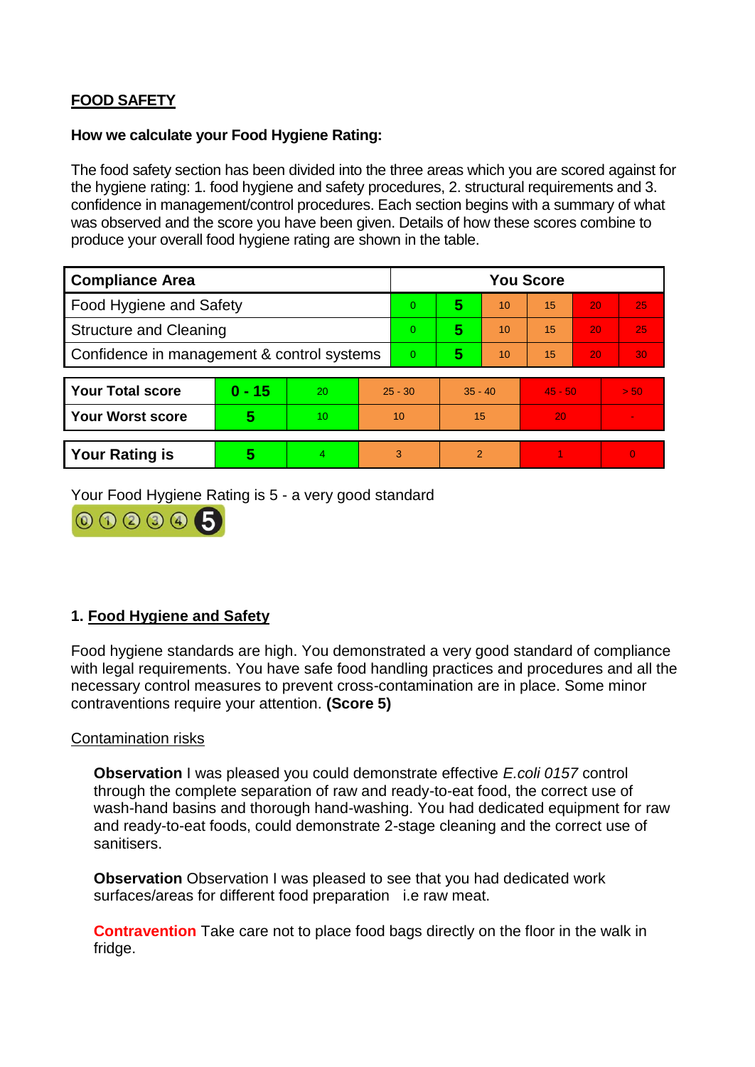## FOOD SAFETY

**How we calculate your Food Hygiene Rating:**

The food safety section has been divided into the three areas which you are scored against for the hygiene rating: 1. food hygiene and safety procedures, 2. structural requirements and 3. confidence in management/control procedures. Each section begins with a summary of what was observed and the score you have been given. Details of how these scores combine to produce your overall food hygiene rating are shown in the table.

| Compliance Area | You Score | | | | | |
|---|---|---|---|---|---|---|
| Food Hygiene and Safety | 0 | **5** | 10 | 15 | 20 | 25 |
| Structure and Cleaning | 0 | **5** | 10 | 15 | 20 | 25 |
| Confidence in management & control systems | 0 | **5** | 10 | 15 | 20 | 30 |

| | | | | | | |
|---|---|---|---|---|---|---|
| **Your Total score** | **0 - 15** | 20 | 25 - 30 | 35 - 40 | 45 - 50 | > 50 |
| **Your Worst score** | **5** | 10 | 10 | 15 | 20 | - |

| | | | | | | |
|---|---|---|---|---|---|---|
| **Your Rating is** | **5** | 4 | 3 | 2 | 1 | 0 |

Your Food Hygiene Rating is 5 - a very good standard

### 1. Food Hygiene and Safety

Food hygiene standards are high. You demonstrated a very good standard of compliance with legal requirements. You have safe food handling practices and procedures and all the necessary control measures to prevent cross-contamination are in place. Some minor contraventions require your attention. **(Score 5)**

Contamination risks

**Observation** I was pleased you could demonstrate effective *E.coli 0157* control through the complete separation of raw and ready-to-eat food, the correct use of wash-hand basins and thorough hand-washing. You had dedicated equipment for raw and ready-to-eat foods, could demonstrate 2-stage cleaning and the correct use of sanitisers.

**Observation** Observation I was pleased to see that you had dedicated work surfaces/areas for different food preparation i.e raw meat.

**Contravention** Take care not to place food bags directly on the floor in the walk in fridge.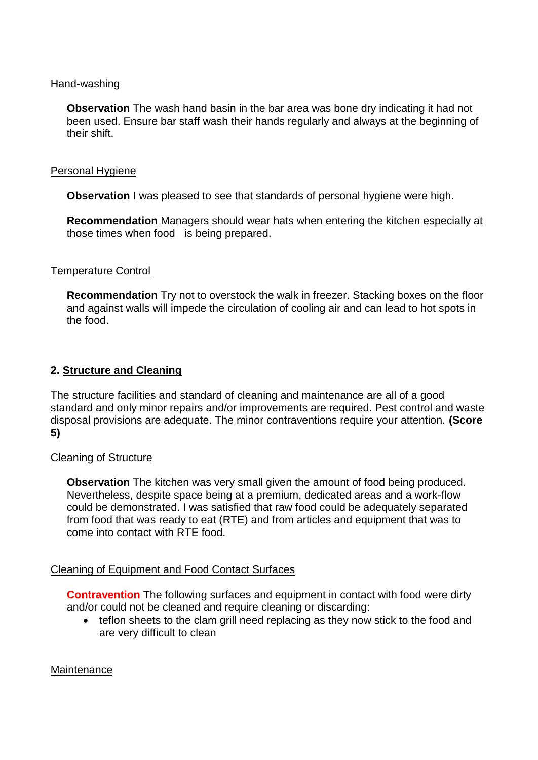Hand-washing

**Observation** The wash hand basin in the bar area was bone dry indicating it had not been used. Ensure bar staff wash their hands regularly and always at the beginning of their shift.

Personal Hygiene

**Observation** I was pleased to see that standards of personal hygiene were high.

**Recommendation** Managers should wear hats when entering the kitchen especially at those times when food is being prepared.

Temperature Control

**Recommendation** Try not to overstock the walk in freezer. Stacking boxes on the floor and against walls will impede the circulation of cooling air and can lead to hot spots in the food.

## 2. Structure and Cleaning

The structure facilities and standard of cleaning and maintenance are all of a good standard and only minor repairs and/or improvements are required. Pest control and waste disposal provisions are adequate. The minor contraventions require your attention. **(Score 5)**

Cleaning of Structure

**Observation** The kitchen was very small given the amount of food being produced. Nevertheless, despite space being at a premium, dedicated areas and a work-flow could be demonstrated. I was satisfied that raw food could be adequately separated from food that was ready to eat (RTE) and from articles and equipment that was to come into contact with RTE food.

Cleaning of Equipment and Food Contact Surfaces

**Contravention** The following surfaces and equipment in contact with food were dirty and/or could not be cleaned and require cleaning or discarding:

- teflon sheets to the clam grill need replacing as they now stick to the food and are very difficult to clean

Maintenance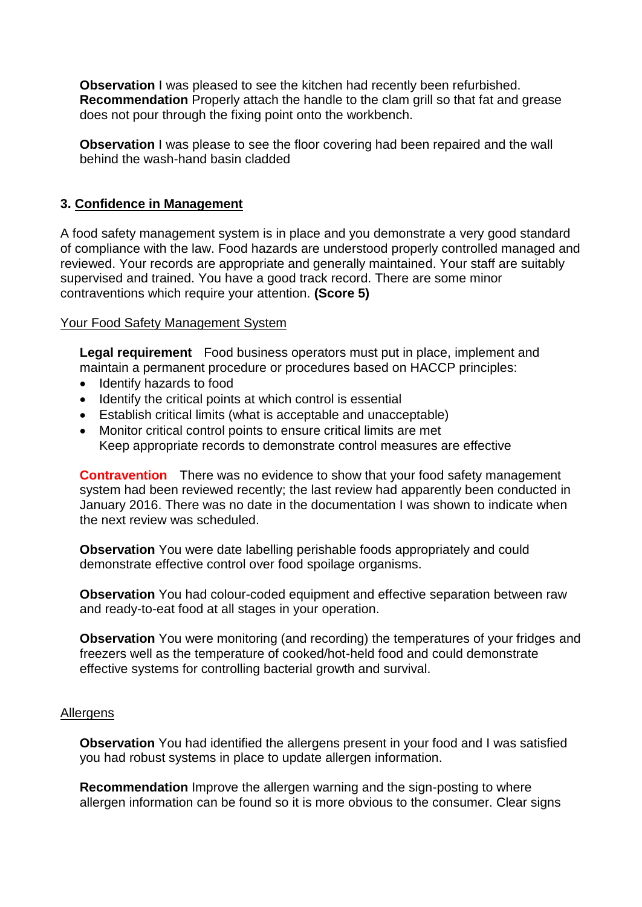**Observation** I was pleased to see the kitchen had recently been refurbished.
**Recommendation** Properly attach the handle to the clam grill so that fat and grease does not pour through the fixing point onto the workbench.

**Observation** I was please to see the floor covering had been repaired and the wall behind the wash-hand basin cladded

### 3. Confidence in Management

A food safety management system is in place and you demonstrate a very good standard of compliance with the law. Food hazards are understood properly controlled managed and reviewed. Your records are appropriate and generally maintained. Your staff are suitably supervised and trained. You have a good track record. There are some minor contraventions which require your attention. **(Score 5)**

Your Food Safety Management System

**Legal requirement** Food business operators must put in place, implement and maintain a permanent procedure or procedures based on HACCP principles:

- Identify hazards to food
- Identify the critical points at which control is essential
- Establish critical limits (what is acceptable and unacceptable)
- Monitor critical control points to ensure critical limits are met
  Keep appropriate records to demonstrate control measures are effective

**Contravention** There was no evidence to show that your food safety management system had been reviewed recently; the last review had apparently been conducted in January 2016. There was no date in the documentation I was shown to indicate when the next review was scheduled.

**Observation** You were date labelling perishable foods appropriately and could demonstrate effective control over food spoilage organisms.

**Observation** You had colour-coded equipment and effective separation between raw and ready-to-eat food at all stages in your operation.

**Observation** You were monitoring (and recording) the temperatures of your fridges and freezers well as the temperature of cooked/hot-held food and could demonstrate effective systems for controlling bacterial growth and survival.

Allergens

**Observation** You had identified the allergens present in your food and I was satisfied you had robust systems in place to update allergen information.

**Recommendation** Improve the allergen warning and the sign-posting to where allergen information can be found so it is more obvious to the consumer. Clear signs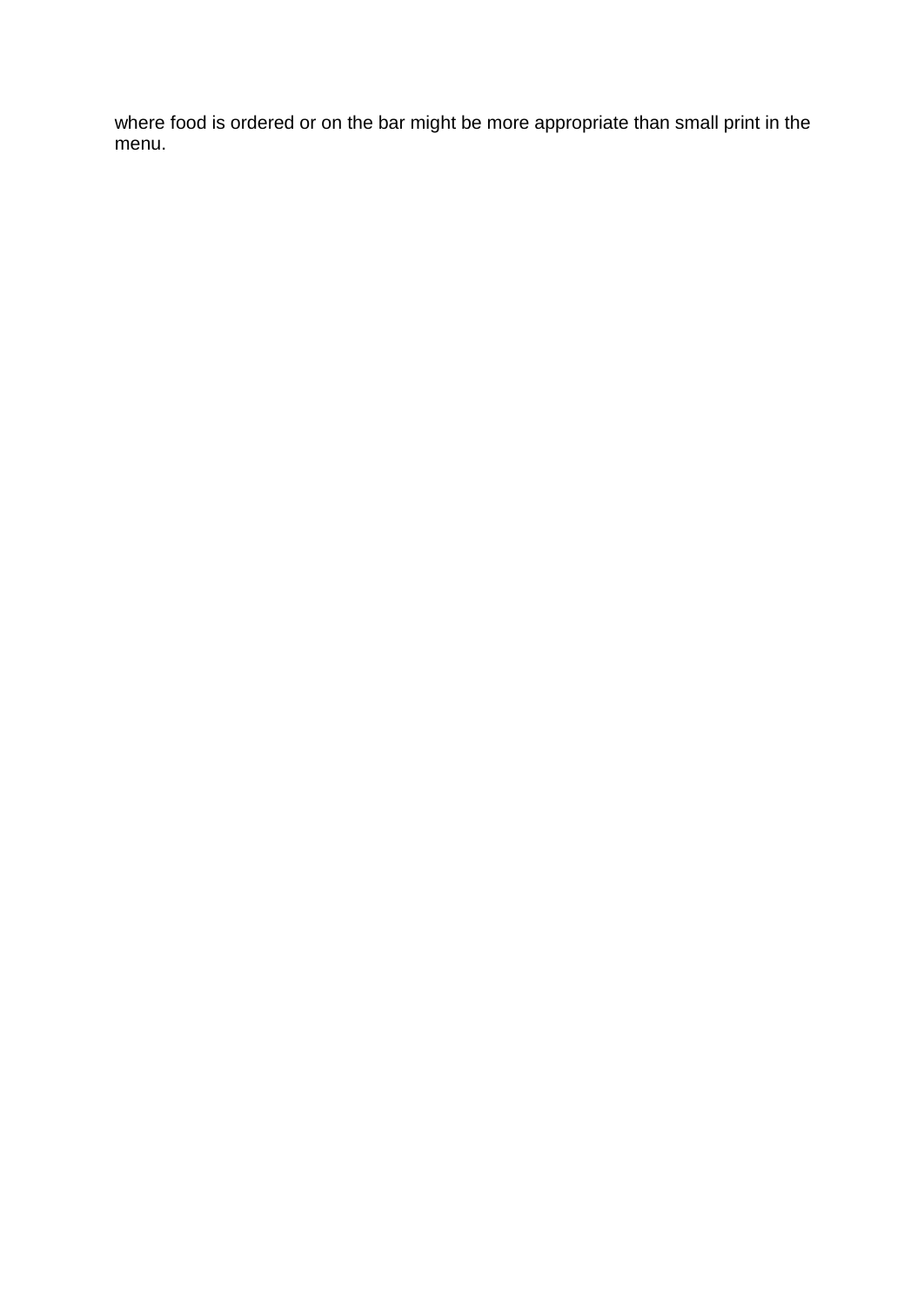where food is ordered or on the bar might be more appropriate than small print in the menu.